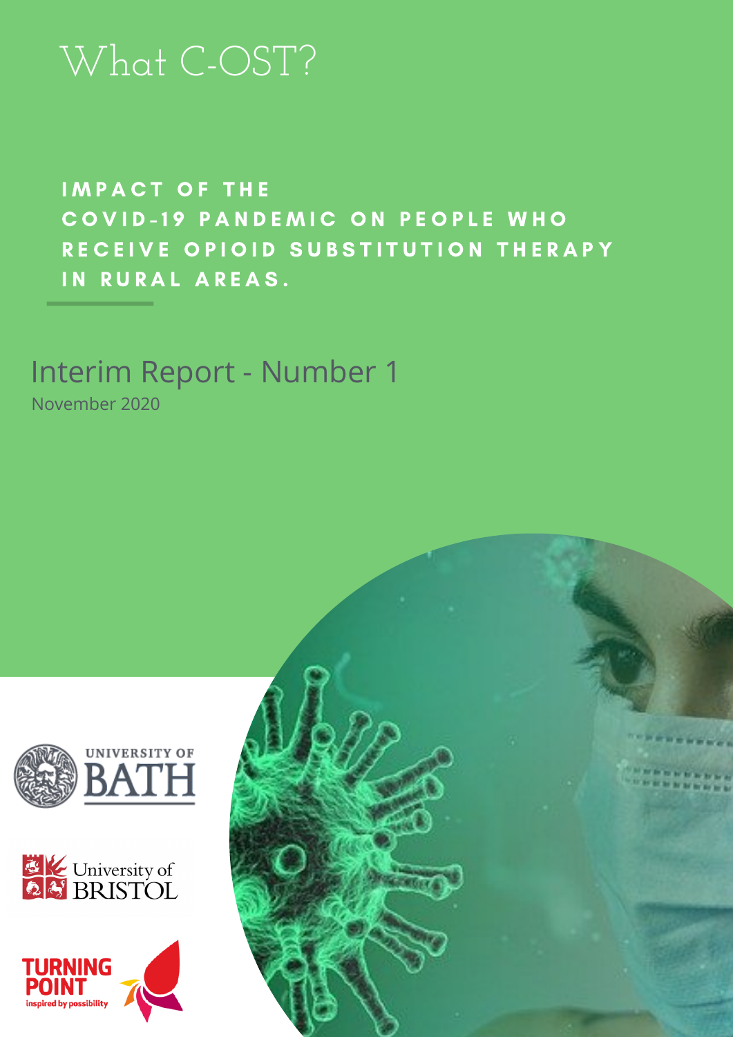# What C-OST?

**IMPACT OF THE COVID-19 PANDEMIC ON PEOPLE WHO RECEIVE OPIOID SUBSTITUTION THERAPY IN RURAL AREAS.**

## Interim Report - Number 1

November 2020

University of Bath

University of Bristol

Turning Point — inspired by possibility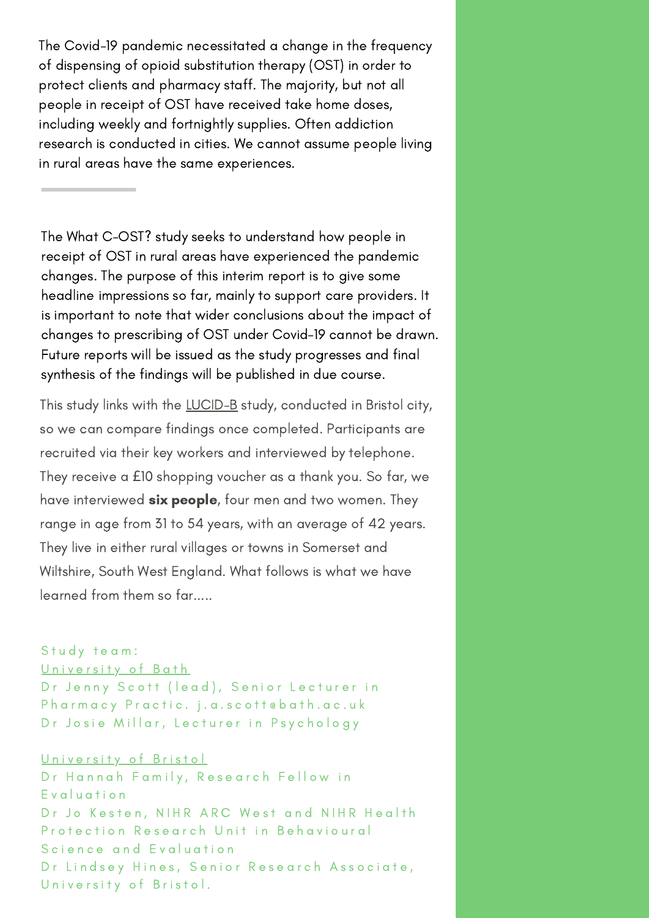The Covid-19 pandemic necessitated a change in the frequency of dispensing of opioid substitution therapy (OST) in order to protect clients and pharmacy staff. The majority, but not all people in receipt of OST have received take home doses, including weekly and fortnightly supplies. Often addiction research is conducted in cities. We cannot assume people living in rural areas have the same experiences.

---

The What C-OST? study seeks to understand how people in receipt of OST in rural areas have experienced the pandemic changes. The purpose of this interim report is to give some headline impressions so far, mainly to support care providers. It is important to note that wider conclusions about the impact of changes to prescribing of OST under Covid-19 cannot be drawn. Future reports will be issued as the study progresses and final synthesis of the findings will be published in due course.

This study links with the LUCID-B study, conducted in Bristol city, so we can compare findings once completed. Participants are recruited via their key workers and interviewed by telephone. They receive a £10 shopping voucher as a thank you. So far, we have interviewed **six people**, four men and two women. They range in age from 31 to 54 years, with an average of 42 years. They live in either rural villages or towns in Somerset and Wiltshire, South West England. What follows is what we have learned from them so far.....

Study team:

University of Bath

Dr Jenny Scott (lead), Senior Lecturer in Pharmacy Practic. j.a.scott@bath.ac.uk

Dr Josie Millar, Lecturer in Psychology

University of Bristol

Dr Hannah Family, Research Fellow in Evaluation

Dr Jo Kesten, NIHR ARC West and NIHR Health Protection Research Unit in Behavioural Science and Evaluation

Dr Lindsey Hines, Senior Research Associate, University of Bristol.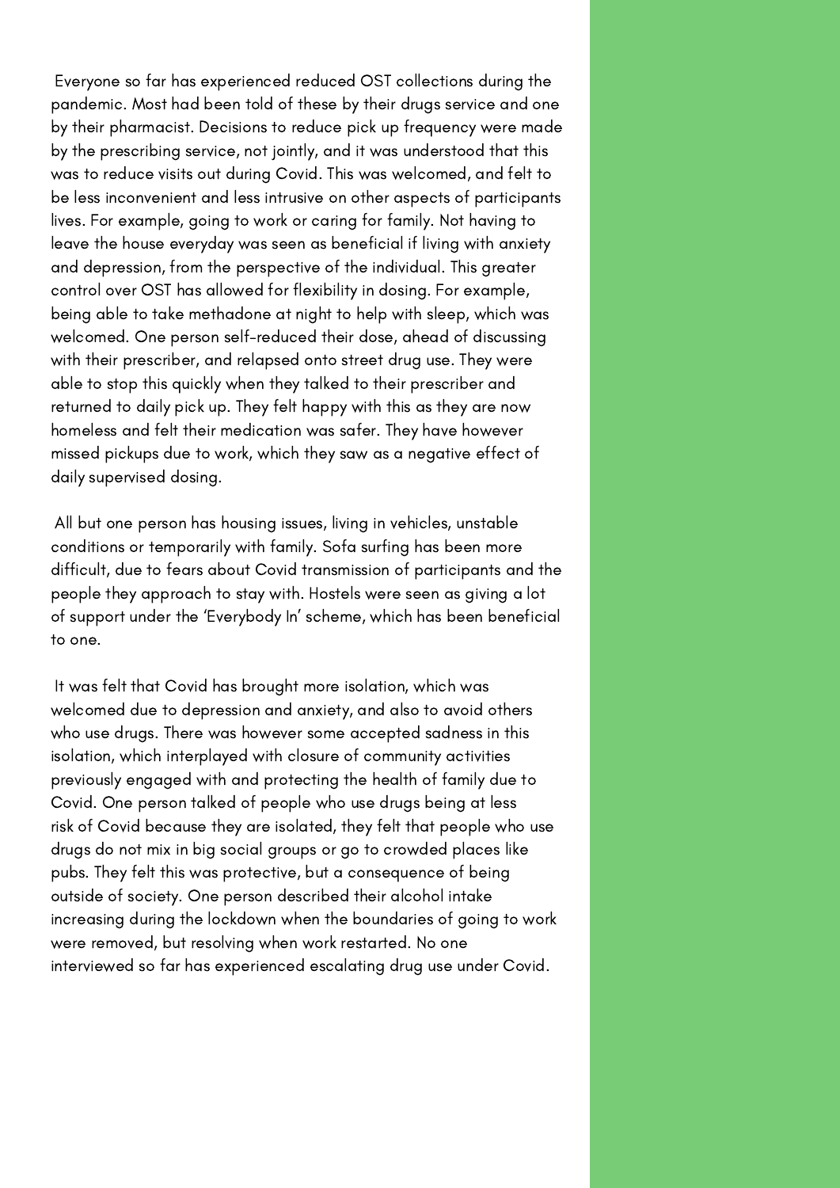Everyone so far has experienced reduced OST collections during the pandemic. Most had been told of these by their drugs service and one by their pharmacist. Decisions to reduce pick up frequency were made by the prescribing service, not jointly, and it was understood that this was to reduce visits out during Covid. This was welcomed, and felt to be less inconvenient and less intrusive on other aspects of participants lives. For example, going to work or caring for family. Not having to leave the house everyday was seen as beneficial if living with anxiety and depression, from the perspective of the individual. This greater control over OST has allowed for flexibility in dosing. For example, being able to take methadone at night to help with sleep, which was welcomed. One person self-reduced their dose, ahead of discussing with their prescriber, and relapsed onto street drug use. They were able to stop this quickly when they talked to their prescriber and returned to daily pick up. They felt happy with this as they are now homeless and felt their medication was safer. They have however missed pickups due to work, which they saw as a negative effect of daily supervised dosing.

All but one person has housing issues, living in vehicles, unstable conditions or temporarily with family. Sofa surfing has been more difficult, due to fears about Covid transmission of participants and the people they approach to stay with. Hostels were seen as giving a lot of support under the 'Everybody In' scheme, which has been beneficial to one.

It was felt that Covid has brought more isolation, which was welcomed due to depression and anxiety, and also to avoid others who use drugs. There was however some accepted sadness in this isolation, which interplayed with closure of community activities previously engaged with and protecting the health of family due to Covid. One person talked of people who use drugs being at less risk of Covid because they are isolated, they felt that people who use drugs do not mix in big social groups or go to crowded places like pubs. They felt this was protective, but a consequence of being outside of society. One person described their alcohol intake increasing during the lockdown when the boundaries of going to work were removed, but resolving when work restarted. No one interviewed so far has experienced escalating drug use under Covid.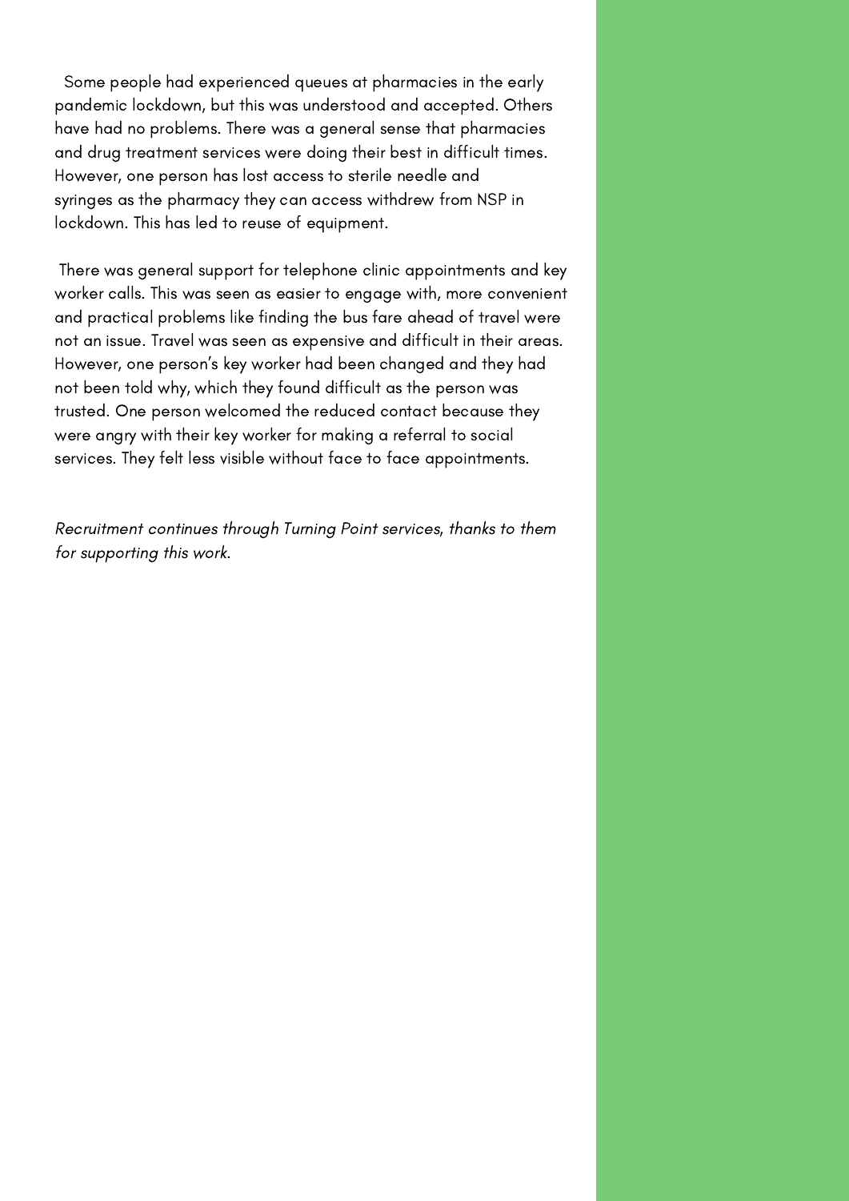Some people had experienced queues at pharmacies in the early pandemic lockdown, but this was understood and accepted. Others have had no problems. There was a general sense that pharmacies and drug treatment services were doing their best in difficult times. However, one person has lost access to sterile needle and syringes as the pharmacy they can access withdrew from NSP in lockdown. This has led to reuse of equipment.

There was general support for telephone clinic appointments and key worker calls. This was seen as easier to engage with, more convenient and practical problems like finding the bus fare ahead of travel were not an issue. Travel was seen as expensive and difficult in their areas. However, one person's key worker had been changed and they had not been told why, which they found difficult as the person was trusted. One person welcomed the reduced contact because they were angry with their key worker for making a referral to social services. They felt less visible without face to face appointments.

*Recruitment continues through Turning Point services, thanks to them for supporting this work.*